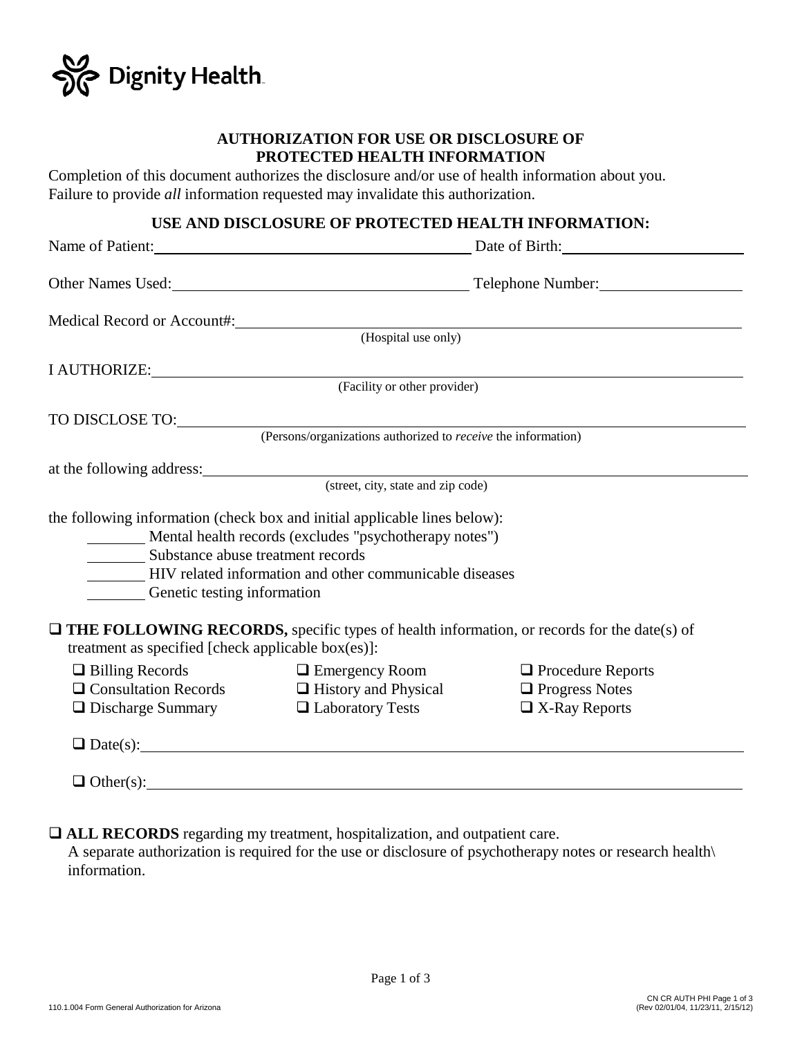Dignity Health

## AUTHORIZATION FOR USE OR DISCLOSURE OF PROTECTED HEALTH INFORMATION

Completion of this document authorizes the disclosure and/or use of health information about you. Failure to provide *all* information requested may invalidate this authorization.

### USE AND DISCLOSURE OF PROTECTED HEALTH INFORMATION:

Name of Patient: ______________________________ Date of Birth: ____________________

Other Names Used: ______________________________ Telephone Number: ________________

Medical Record or Account#: ______________________________________________
(Hospital use only)

I AUTHORIZE: ______________________________________________
(Facility or other provider)

TO DISCLOSE TO: ______________________________________________
(Persons/organizations authorized to *receive* the information)

at the following address: ______________________________________________
(street, city, state and zip code)

the following information (check box and initial applicable lines below):

- ________ Mental health records (excludes "psychotherapy notes")
- ________ Substance abuse treatment records
- ________ HIV related information and other communicable diseases
- ________ Genetic testing information

☐ **THE FOLLOWING RECORDS,** specific types of health information, or records for the date(s) of treatment as specified [check applicable box(es)]:

| | | |
|---|---|---|
| ☐ Billing Records | ☐ Emergency Room | ☐ Procedure Reports |
| ☐ Consultation Records | ☐ History and Physical | ☐ Progress Notes |
| ☐ Discharge Summary | ☐ Laboratory Tests | ☐ X-Ray Reports |

☐ Date(s): ______________________________________________

☐ Other(s): ______________________________________________

☐ **ALL RECORDS** regarding my treatment, hospitalization, and outpatient care.
A separate authorization is required for the use or disclosure of psychotherapy notes or research health\ information.

110.1.004 Form General Authorization for Arizona

CN CR AUTH PHI Page 1 of 3
(Rev 02/01/04, 11/23/11, 2/15/12)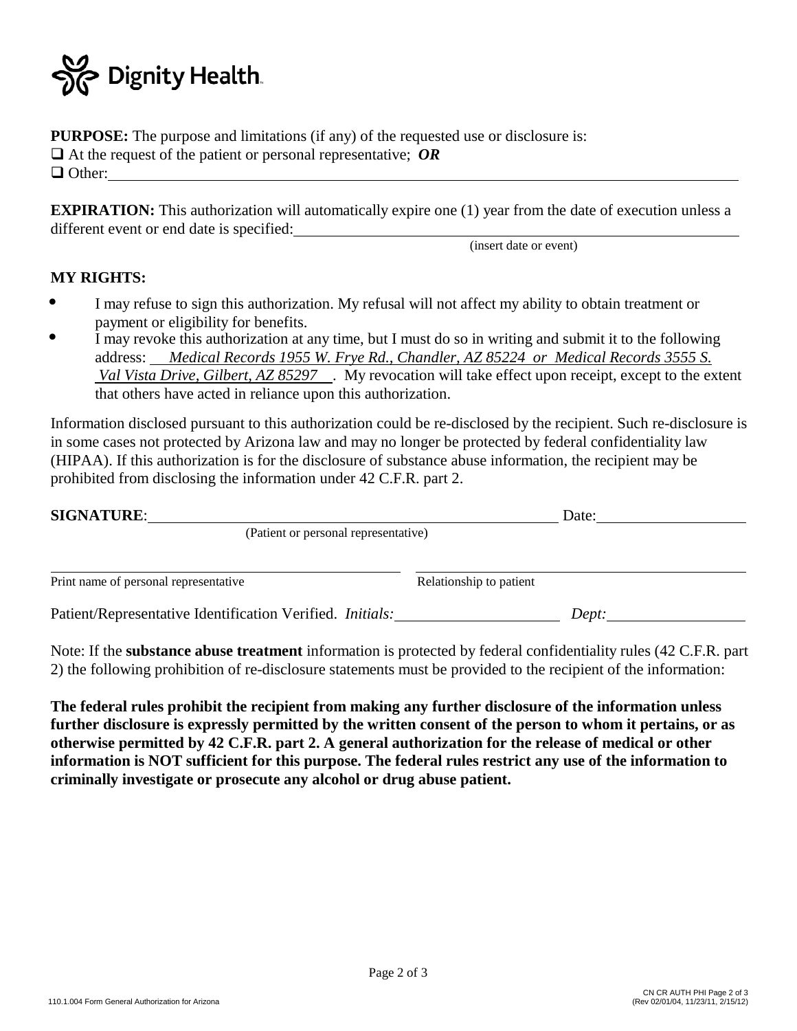Dignity Health.

**PURPOSE:** The purpose and limitations (if any) of the requested use or disclosure is:

☐ At the request of the patient or personal representative; ***OR***

☐ Other: ____________________________________________________________

**EXPIRATION:** This authorization will automatically expire one (1) year from the date of execution unless a different event or end date is specified: ____________________________________
(insert date or event)

**MY RIGHTS:**

- I may refuse to sign this authorization. My refusal will not affect my ability to obtain treatment or payment or eligibility for benefits.
- I may revoke this authorization at any time, but I must do so in writing and submit it to the following address: *Medical Records 1955 W. Frye Rd., Chandler, AZ 85224 or Medical Records 3555 S. Val Vista Drive, Gilbert, AZ 85297*. My revocation will take effect upon receipt, except to the extent that others have acted in reliance upon this authorization.

Information disclosed pursuant to this authorization could be re-disclosed by the recipient. Such re-disclosure is in some cases not protected by Arizona law and may no longer be protected by federal confidentiality law (HIPAA). If this authorization is for the disclosure of substance abuse information, the recipient may be prohibited from disclosing the information under 42 C.F.R. part 2.

**SIGNATURE**: ____________________________________ Date: ________________
(Patient or personal representative)

____________________________________ ____________________________________
Print name of personal representative Relationship to patient

Patient/Representative Identification Verified. *Initials:* ________________ *Dept:* ________________

Note: If the **substance abuse treatment** information is protected by federal confidentiality rules (42 C.F.R. part 2) the following prohibition of re-disclosure statements must be provided to the recipient of the information:

**The federal rules prohibit the recipient from making any further disclosure of the information unless further disclosure is expressly permitted by the written consent of the person to whom it pertains, or as otherwise permitted by 42 C.F.R. part 2. A general authorization for the release of medical or other information is NOT sufficient for this purpose. The federal rules restrict any use of the information to criminally investigate or prosecute any alcohol or drug abuse patient.**

110.1.004 Form General Authorization for Arizona

CN CR AUTH PHI Page 2 of 3
(Rev 02/01/04, 11/23/11, 2/15/12)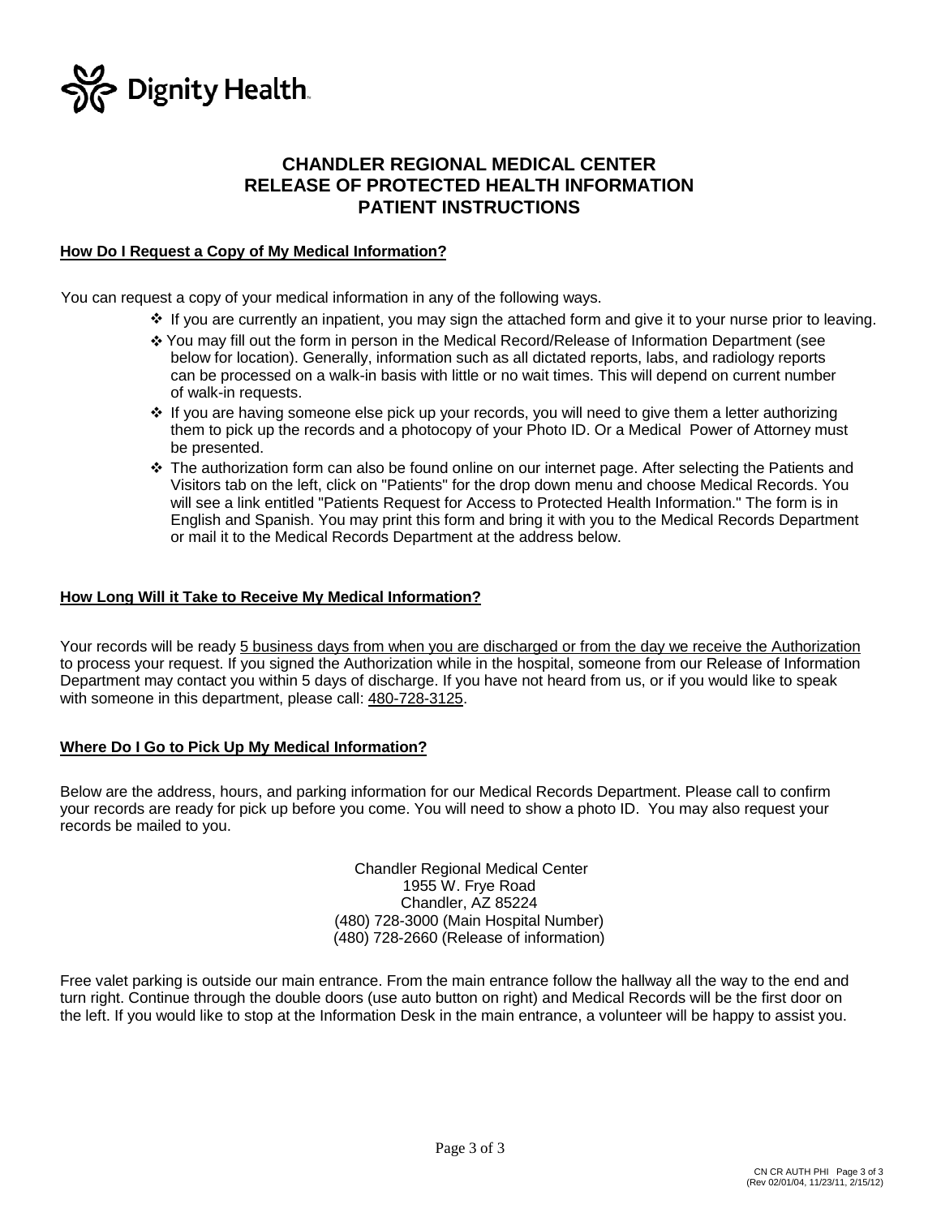Dignity Health.

# CHANDLER REGIONAL MEDICAL CENTER
# RELEASE OF PROTECTED HEALTH INFORMATION
# PATIENT INSTRUCTIONS

## How Do I Request a Copy of My Medical Information?

You can request a copy of your medical information in any of the following ways.

- If you are currently an inpatient, you may sign the attached form and give it to your nurse prior to leaving.
- You may fill out the form in person in the Medical Record/Release of Information Department (see below for location). Generally, information such as all dictated reports, labs, and radiology reports can be processed on a walk-in basis with little or no wait times. This will depend on current number of walk-in requests.
- If you are having someone else pick up your records, you will need to give them a letter authorizing them to pick up the records and a photocopy of your Photo ID. Or a Medical Power of Attorney must be presented.
- The authorization form can also be found online on our internet page. After selecting the Patients and Visitors tab on the left, click on "Patients" for the drop down menu and choose Medical Records. You will see a link entitled "Patients Request for Access to Protected Health Information." The form is in English and Spanish. You may print this form and bring it with you to the Medical Records Department or mail it to the Medical Records Department at the address below.

## How Long Will it Take to Receive My Medical Information?

Your records will be ready 5 business days from when you are discharged or from the day we receive the Authorization to process your request. If you signed the Authorization while in the hospital, someone from our Release of Information Department may contact you within 5 days of discharge. If you have not heard from us, or if you would like to speak with someone in this department, please call: 480-728-3125.

## Where Do I Go to Pick Up My Medical Information?

Below are the address, hours, and parking information for our Medical Records Department. Please call to confirm your records are ready for pick up before you come. You will need to show a photo ID. You may also request your records be mailed to you.

Chandler Regional Medical Center
1955 W. Frye Road
Chandler, AZ 85224
(480) 728-3000 (Main Hospital Number)
(480) 728-2660 (Release of information)

Free valet parking is outside our main entrance. From the main entrance follow the hallway all the way to the end and turn right. Continue through the double doors (use auto button on right) and Medical Records will be the first door on the left. If you would like to stop at the Information Desk in the main entrance, a volunteer will be happy to assist you.

CN CR AUTH PHI Page 3 of 3
(Rev 02/01/04, 11/23/11, 2/15/12)